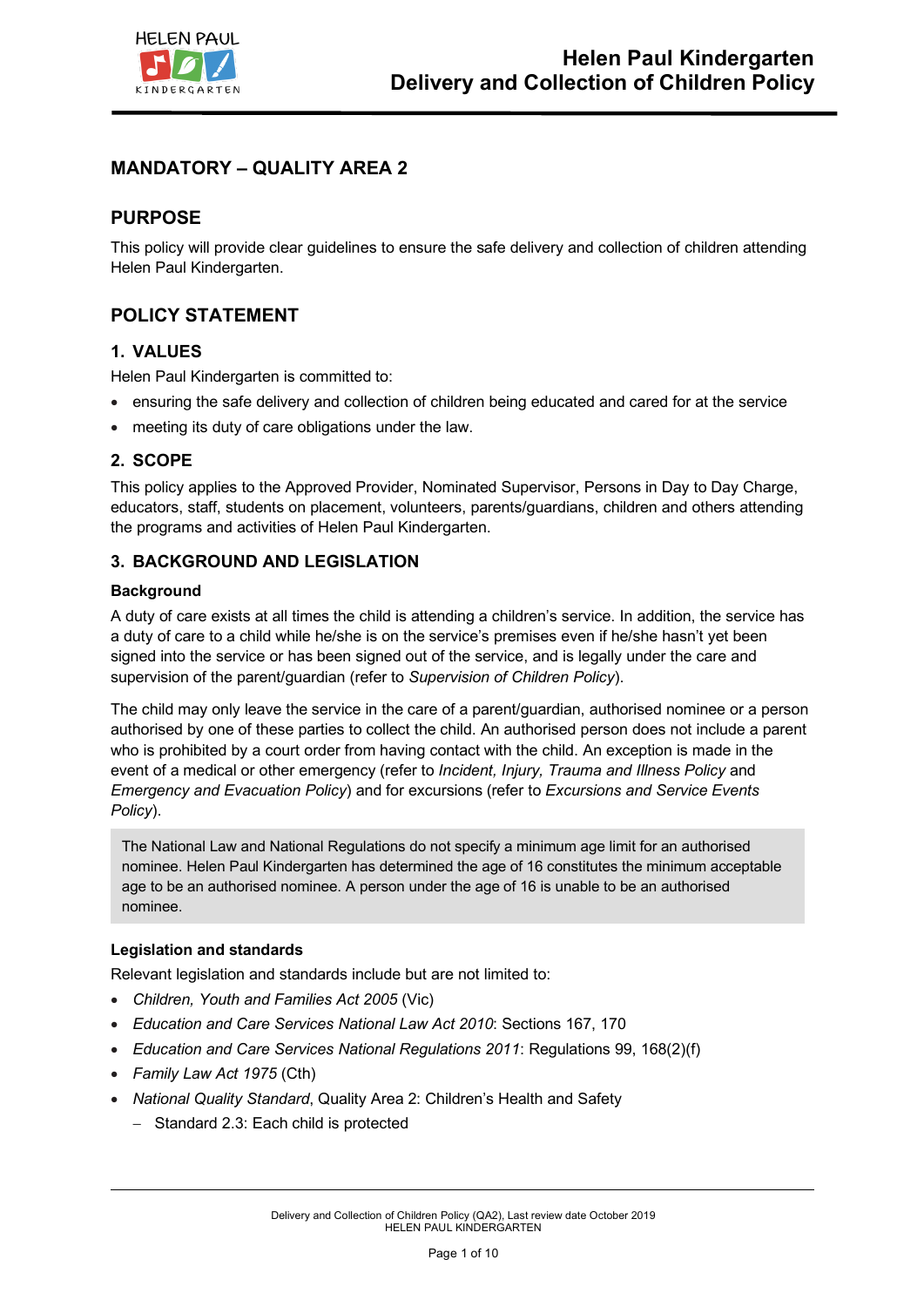# MANDATORY – QUALITY AREA 2

## PURPOSE

This policy will provide clear guidelines to ensure the safe delivery and collection of children attending Helen Paul Kindergarten.

## POLICY STATEMENT

### 1. VALUES

Helen Paul Kindergarten is committed to:

- ensuring the safe delivery and collection of children being educated and cared for at the service
- meeting its duty of care obligations under the law.

### 2. SCOPE

This policy applies to the Approved Provider, Nominated Supervisor, Persons in Day to Day Charge, educators, staff, students on placement, volunteers, parents/guardians, children and others attending the programs and activities of Helen Paul Kindergarten.

### 3. BACKGROUND AND LEGISLATION

#### Background

A duty of care exists at all times the child is attending a children's service. In addition, the service has a duty of care to a child while he/she is on the service's premises even if he/she hasn't yet been signed into the service or has been signed out of the service, and is legally under the care and supervision of the parent/guardian (refer to *Supervision of Children Policy*).

The child may only leave the service in the care of a parent/guardian, authorised nominee or a person authorised by one of these parties to collect the child. An authorised person does not include a parent who is prohibited by a court order from having contact with the child. An exception is made in the event of a medical or other emergency (refer to *Incident, Injury, Trauma and Illness Policy* and *Emergency and Evacuation Policy*) and for excursions (refer to *Excursions and Service Events Policy*).

> The National Law and National Regulations do not specify a minimum age limit for an authorised nominee. Helen Paul Kindergarten has determined the age of 16 constitutes the minimum acceptable age to be an authorised nominee. A person under the age of 16 is unable to be an authorised nominee.

#### Legislation and standards

Relevant legislation and standards include but are not limited to:

- *Children, Youth and Families Act 2005* (Vic)
- *Education and Care Services National Law Act 2010*: Sections 167, 170
- *Education and Care Services National Regulations 2011*: Regulations 99, 168(2)(f)
- *Family Law Act 1975* (Cth)
- *National Quality Standard*, Quality Area 2: Children's Health and Safety
  - Standard 2.3: Each child is protected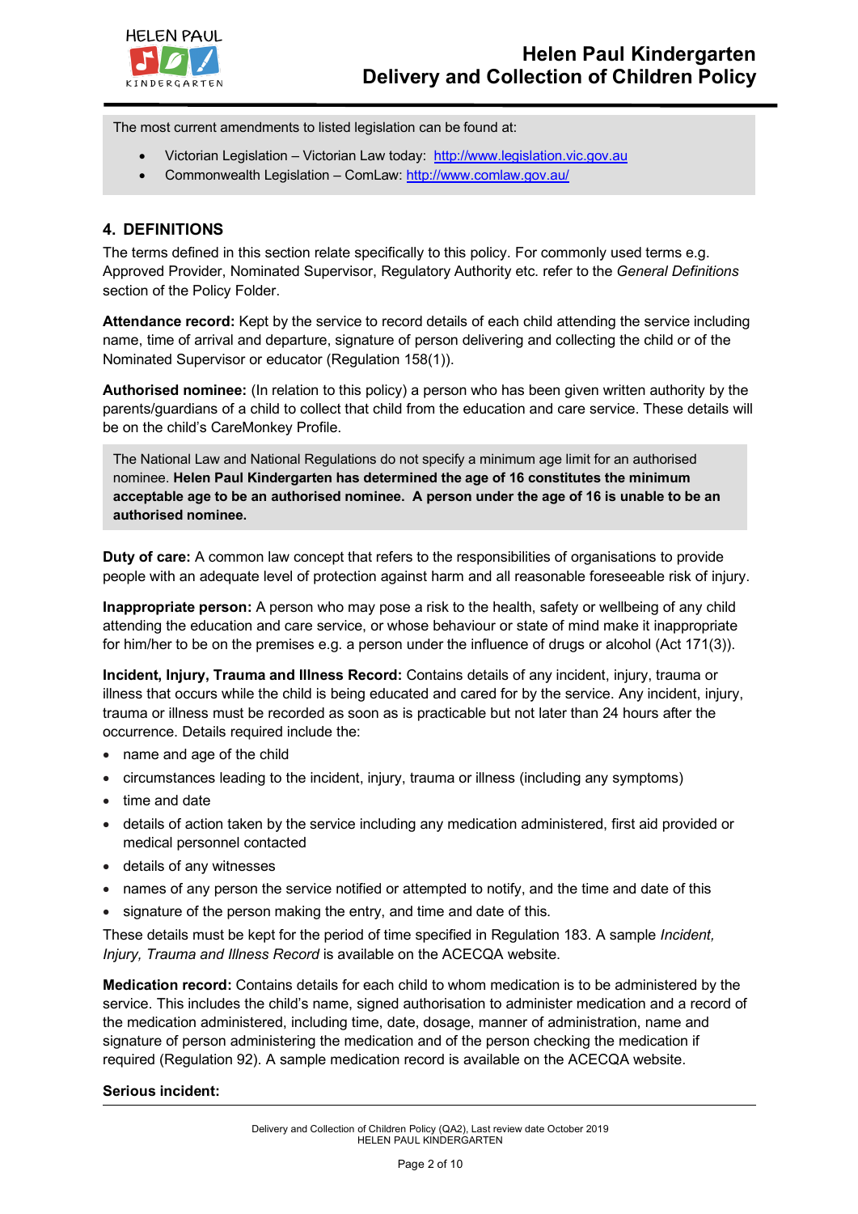The most current amendments to listed legislation can be found at:

- Victorian Legislation – Victorian Law today: http://www.legislation.vic.gov.au
- Commonwealth Legislation – ComLaw: http://www.comlaw.gov.au/

## 4. DEFINITIONS

The terms defined in this section relate specifically to this policy. For commonly used terms e.g. Approved Provider, Nominated Supervisor, Regulatory Authority etc. refer to the *General Definitions* section of the Policy Folder.

**Attendance record:** Kept by the service to record details of each child attending the service including name, time of arrival and departure, signature of person delivering and collecting the child or of the Nominated Supervisor or educator (Regulation 158(1)).

**Authorised nominee:** (In relation to this policy) a person who has been given written authority by the parents/guardians of a child to collect that child from the education and care service. These details will be on the child's CareMonkey Profile.

The National Law and National Regulations do not specify a minimum age limit for an authorised nominee. **Helen Paul Kindergarten has determined the age of 16 constitutes the minimum acceptable age to be an authorised nominee. A person under the age of 16 is unable to be an authorised nominee.**

**Duty of care:** A common law concept that refers to the responsibilities of organisations to provide people with an adequate level of protection against harm and all reasonable foreseeable risk of injury.

**Inappropriate person:** A person who may pose a risk to the health, safety or wellbeing of any child attending the education and care service, or whose behaviour or state of mind make it inappropriate for him/her to be on the premises e.g. a person under the influence of drugs or alcohol (Act 171(3)).

**Incident, Injury, Trauma and Illness Record:** Contains details of any incident, injury, trauma or illness that occurs while the child is being educated and cared for by the service. Any incident, injury, trauma or illness must be recorded as soon as is practicable but not later than 24 hours after the occurrence. Details required include the:

- name and age of the child
- circumstances leading to the incident, injury, trauma or illness (including any symptoms)
- time and date
- details of action taken by the service including any medication administered, first aid provided or medical personnel contacted
- details of any witnesses
- names of any person the service notified or attempted to notify, and the time and date of this
- signature of the person making the entry, and time and date of this.

These details must be kept for the period of time specified in Regulation 183. A sample *Incident, Injury, Trauma and Illness Record* is available on the ACECQA website.

**Medication record:** Contains details for each child to whom medication is to be administered by the service. This includes the child's name, signed authorisation to administer medication and a record of the medication administered, including time, date, dosage, manner of administration, name and signature of person administering the medication and of the person checking the medication if required (Regulation 92). A sample medication record is available on the ACECQA website.

**Serious incident:**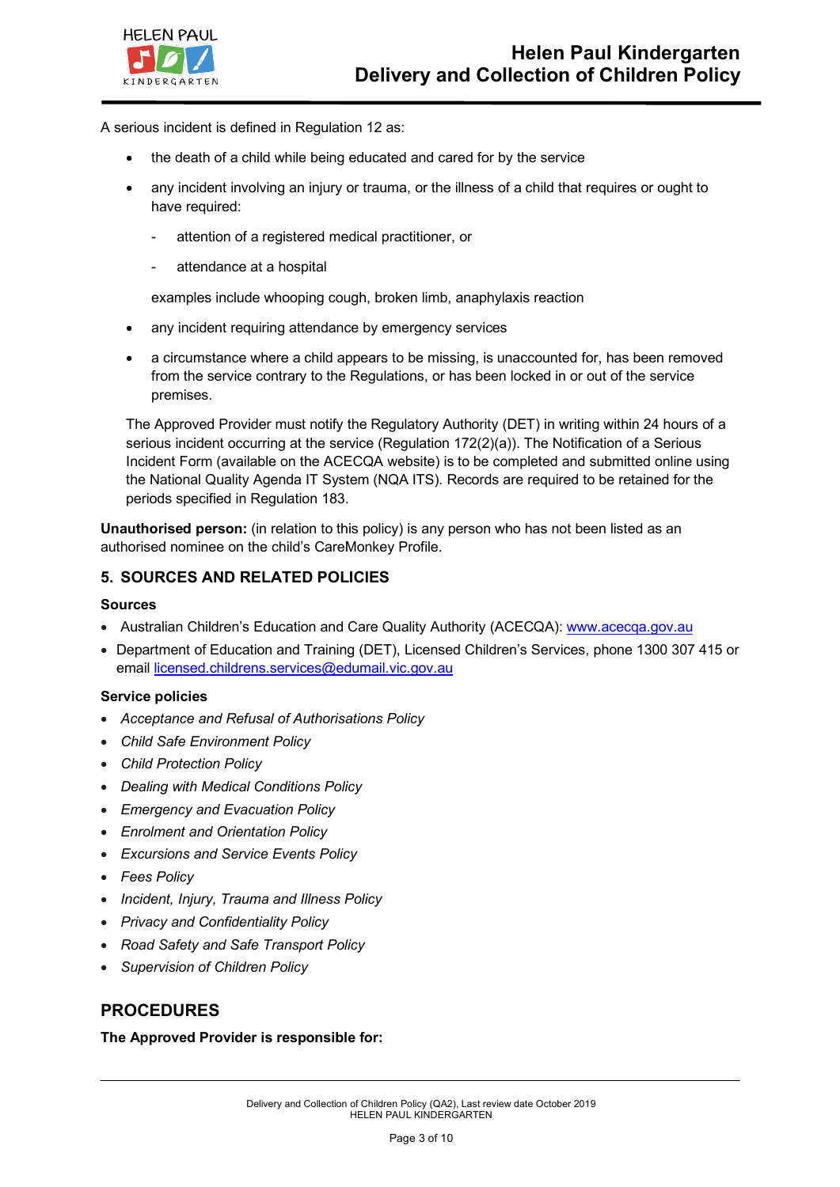A serious incident is defined in Regulation 12 as:

- the death of a child while being educated and cared for by the service
- any incident involving an injury or trauma, or the illness of a child that requires or ought to have required:
  - attention of a registered medical practitioner, or
  - attendance at a hospital

  examples include whooping cough, broken limb, anaphylaxis reaction
- any incident requiring attendance by emergency services
- a circumstance where a child appears to be missing, is unaccounted for, has been removed from the service contrary to the Regulations, or has been locked in or out of the service premises.

The Approved Provider must notify the Regulatory Authority (DET) in writing within 24 hours of a serious incident occurring at the service (Regulation 172(2)(a)). The Notification of a Serious Incident Form (available on the ACECQA website) is to be completed and submitted online using the National Quality Agenda IT System (NQA ITS). Records are required to be retained for the periods specified in Regulation 183.

**Unauthorised person:** (in relation to this policy) is any person who has not been listed as an authorised nominee on the child's CareMonkey Profile.

## 5. SOURCES AND RELATED POLICIES

### Sources

- Australian Children's Education and Care Quality Authority (ACECQA): www.acecqa.gov.au
- Department of Education and Training (DET), Licensed Children's Services, phone 1300 307 415 or email licensed.childrens.services@edumail.vic.gov.au

### Service policies

- *Acceptance and Refusal of Authorisations Policy*
- *Child Safe Environment Policy*
- *Child Protection Policy*
- *Dealing with Medical Conditions Policy*
- *Emergency and Evacuation Policy*
- *Enrolment and Orientation Policy*
- *Excursions and Service Events Policy*
- *Fees Policy*
- *Incident, Injury, Trauma and Illness Policy*
- *Privacy and Confidentiality Policy*
- *Road Safety and Safe Transport Policy*
- *Supervision of Children Policy*

## PROCEDURES

**The Approved Provider is responsible for:**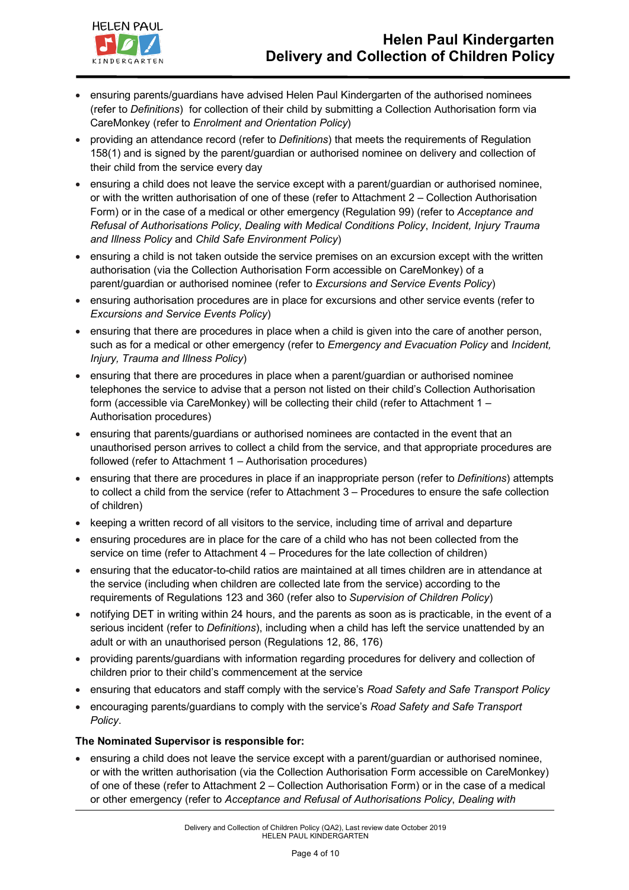- ensuring parents/guardians have advised Helen Paul Kindergarten of the authorised nominees (refer to *Definitions*) for collection of their child by submitting a Collection Authorisation form via CareMonkey (refer to *Enrolment and Orientation Policy*)
- providing an attendance record (refer to *Definitions*) that meets the requirements of Regulation 158(1) and is signed by the parent/guardian or authorised nominee on delivery and collection of their child from the service every day
- ensuring a child does not leave the service except with a parent/guardian or authorised nominee, or with the written authorisation of one of these (refer to Attachment 2 – Collection Authorisation Form) or in the case of a medical or other emergency (Regulation 99) (refer to *Acceptance and Refusal of Authorisations Policy*, *Dealing with Medical Conditions Policy*, *Incident, Injury Trauma and Illness Policy* and *Child Safe Environment Policy*)
- ensuring a child is not taken outside the service premises on an excursion except with the written authorisation (via the Collection Authorisation Form accessible on CareMonkey) of a parent/guardian or authorised nominee (refer to *Excursions and Service Events Policy*)
- ensuring authorisation procedures are in place for excursions and other service events (refer to *Excursions and Service Events Policy*)
- ensuring that there are procedures in place when a child is given into the care of another person, such as for a medical or other emergency (refer to *Emergency and Evacuation Policy* and *Incident, Injury, Trauma and Illness Policy*)
- ensuring that there are procedures in place when a parent/guardian or authorised nominee telephones the service to advise that a person not listed on their child's Collection Authorisation form (accessible via CareMonkey) will be collecting their child (refer to Attachment 1 – Authorisation procedures)
- ensuring that parents/guardians or authorised nominees are contacted in the event that an unauthorised person arrives to collect a child from the service, and that appropriate procedures are followed (refer to Attachment 1 – Authorisation procedures)
- ensuring that there are procedures in place if an inappropriate person (refer to *Definitions*) attempts to collect a child from the service (refer to Attachment 3 – Procedures to ensure the safe collection of children)
- keeping a written record of all visitors to the service, including time of arrival and departure
- ensuring procedures are in place for the care of a child who has not been collected from the service on time (refer to Attachment 4 – Procedures for the late collection of children)
- ensuring that the educator-to-child ratios are maintained at all times children are in attendance at the service (including when children are collected late from the service) according to the requirements of Regulations 123 and 360 (refer also to *Supervision of Children Policy*)
- notifying DET in writing within 24 hours, and the parents as soon as is practicable, in the event of a serious incident (refer to *Definitions*), including when a child has left the service unattended by an adult or with an unauthorised person (Regulations 12, 86, 176)
- providing parents/guardians with information regarding procedures for delivery and collection of children prior to their child's commencement at the service
- ensuring that educators and staff comply with the service's *Road Safety and Safe Transport Policy*
- encouraging parents/guardians to comply with the service's *Road Safety and Safe Transport Policy*.

**The Nominated Supervisor is responsible for:**

- ensuring a child does not leave the service except with a parent/guardian or authorised nominee, or with the written authorisation (via the Collection Authorisation Form accessible on CareMonkey) of one of these (refer to Attachment 2 – Collection Authorisation Form) or in the case of a medical or other emergency (refer to *Acceptance and Refusal of Authorisations Policy*, *Dealing with*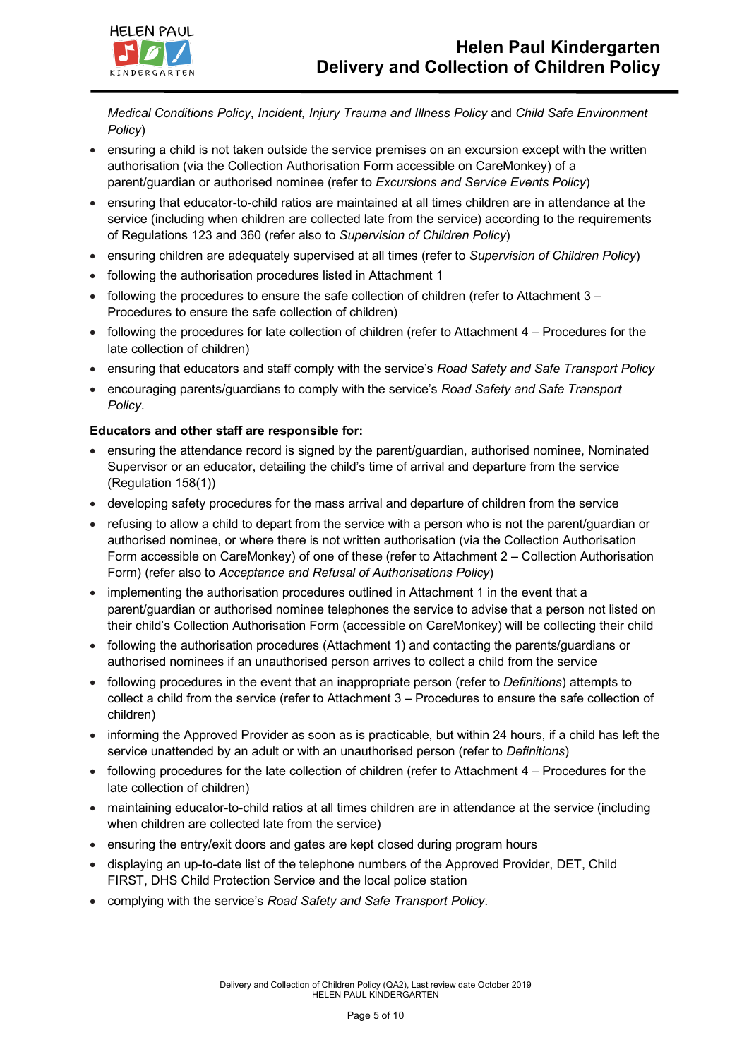*Medical Conditions Policy*, *Incident, Injury Trauma and Illness Policy* and *Child Safe Environment Policy*)

- ensuring a child is not taken outside the service premises on an excursion except with the written authorisation (via the Collection Authorisation Form accessible on CareMonkey) of a parent/guardian or authorised nominee (refer to *Excursions and Service Events Policy*)
- ensuring that educator-to-child ratios are maintained at all times children are in attendance at the service (including when children are collected late from the service) according to the requirements of Regulations 123 and 360 (refer also to *Supervision of Children Policy*)
- ensuring children are adequately supervised at all times (refer to *Supervision of Children Policy*)
- following the authorisation procedures listed in Attachment 1
- following the procedures to ensure the safe collection of children (refer to Attachment 3 – Procedures to ensure the safe collection of children)
- following the procedures for late collection of children (refer to Attachment 4 – Procedures for the late collection of children)
- ensuring that educators and staff comply with the service's *Road Safety and Safe Transport Policy*
- encouraging parents/guardians to comply with the service's *Road Safety and Safe Transport Policy*.

**Educators and other staff are responsible for:**

- ensuring the attendance record is signed by the parent/guardian, authorised nominee, Nominated Supervisor or an educator, detailing the child's time of arrival and departure from the service (Regulation 158(1))
- developing safety procedures for the mass arrival and departure of children from the service
- refusing to allow a child to depart from the service with a person who is not the parent/guardian or authorised nominee, or where there is not written authorisation (via the Collection Authorisation Form accessible on CareMonkey) of one of these (refer to Attachment 2 – Collection Authorisation Form) (refer also to *Acceptance and Refusal of Authorisations Policy*)
- implementing the authorisation procedures outlined in Attachment 1 in the event that a parent/guardian or authorised nominee telephones the service to advise that a person not listed on their child's Collection Authorisation Form (accessible on CareMonkey) will be collecting their child
- following the authorisation procedures (Attachment 1) and contacting the parents/guardians or authorised nominees if an unauthorised person arrives to collect a child from the service
- following procedures in the event that an inappropriate person (refer to *Definitions*) attempts to collect a child from the service (refer to Attachment 3 – Procedures to ensure the safe collection of children)
- informing the Approved Provider as soon as is practicable, but within 24 hours, if a child has left the service unattended by an adult or with an unauthorised person (refer to *Definitions*)
- following procedures for the late collection of children (refer to Attachment 4 – Procedures for the late collection of children)
- maintaining educator-to-child ratios at all times children are in attendance at the service (including when children are collected late from the service)
- ensuring the entry/exit doors and gates are kept closed during program hours
- displaying an up-to-date list of the telephone numbers of the Approved Provider, DET, Child FIRST, DHS Child Protection Service and the local police station
- complying with the service's *Road Safety and Safe Transport Policy*.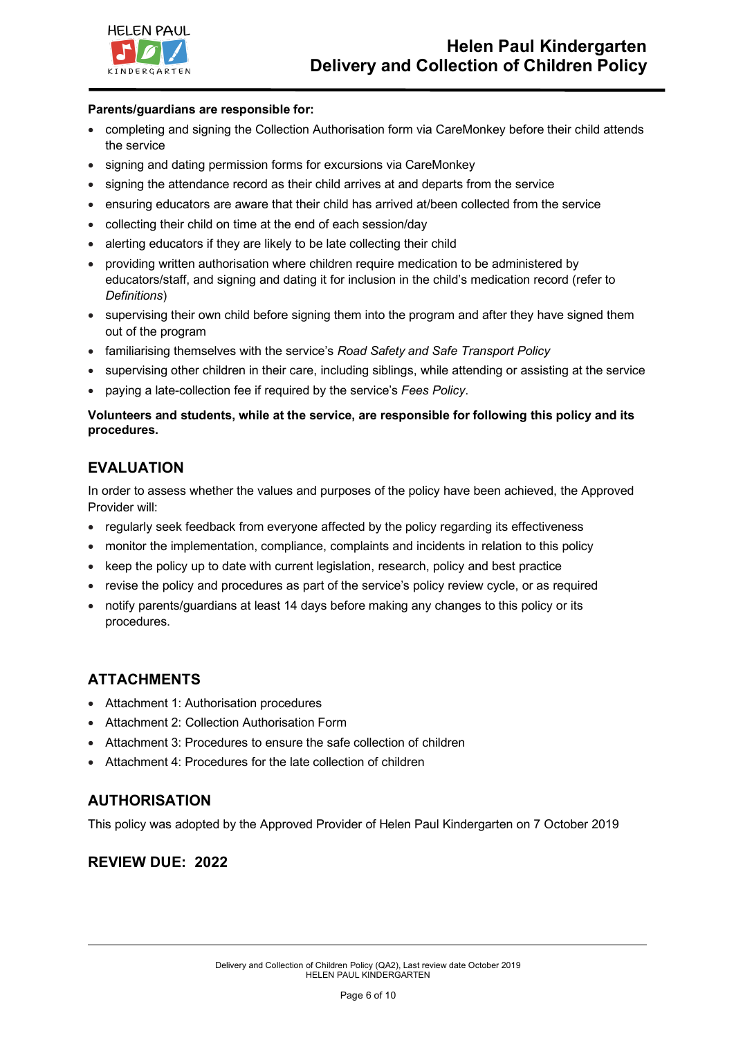**Parents/guardians are responsible for:**

- completing and signing the Collection Authorisation form via CareMonkey before their child attends the service
- signing and dating permission forms for excursions via CareMonkey
- signing the attendance record as their child arrives at and departs from the service
- ensuring educators are aware that their child has arrived at/been collected from the service
- collecting their child on time at the end of each session/day
- alerting educators if they are likely to be late collecting their child
- providing written authorisation where children require medication to be administered by educators/staff, and signing and dating it for inclusion in the child's medication record (refer to *Definitions*)
- supervising their own child before signing them into the program and after they have signed them out of the program
- familiarising themselves with the service's *Road Safety and Safe Transport Policy*
- supervising other children in their care, including siblings, while attending or assisting at the service
- paying a late-collection fee if required by the service's *Fees Policy*.

**Volunteers and students, while at the service, are responsible for following this policy and its procedures.**

## EVALUATION

In order to assess whether the values and purposes of the policy have been achieved, the Approved Provider will:

- regularly seek feedback from everyone affected by the policy regarding its effectiveness
- monitor the implementation, compliance, complaints and incidents in relation to this policy
- keep the policy up to date with current legislation, research, policy and best practice
- revise the policy and procedures as part of the service's policy review cycle, or as required
- notify parents/guardians at least 14 days before making any changes to this policy or its procedures.

## ATTACHMENTS

- Attachment 1: Authorisation procedures
- Attachment 2: Collection Authorisation Form
- Attachment 3: Procedures to ensure the safe collection of children
- Attachment 4: Procedures for the late collection of children

## AUTHORISATION

This policy was adopted by the Approved Provider of Helen Paul Kindergarten on 7 October 2019

## REVIEW DUE: 2022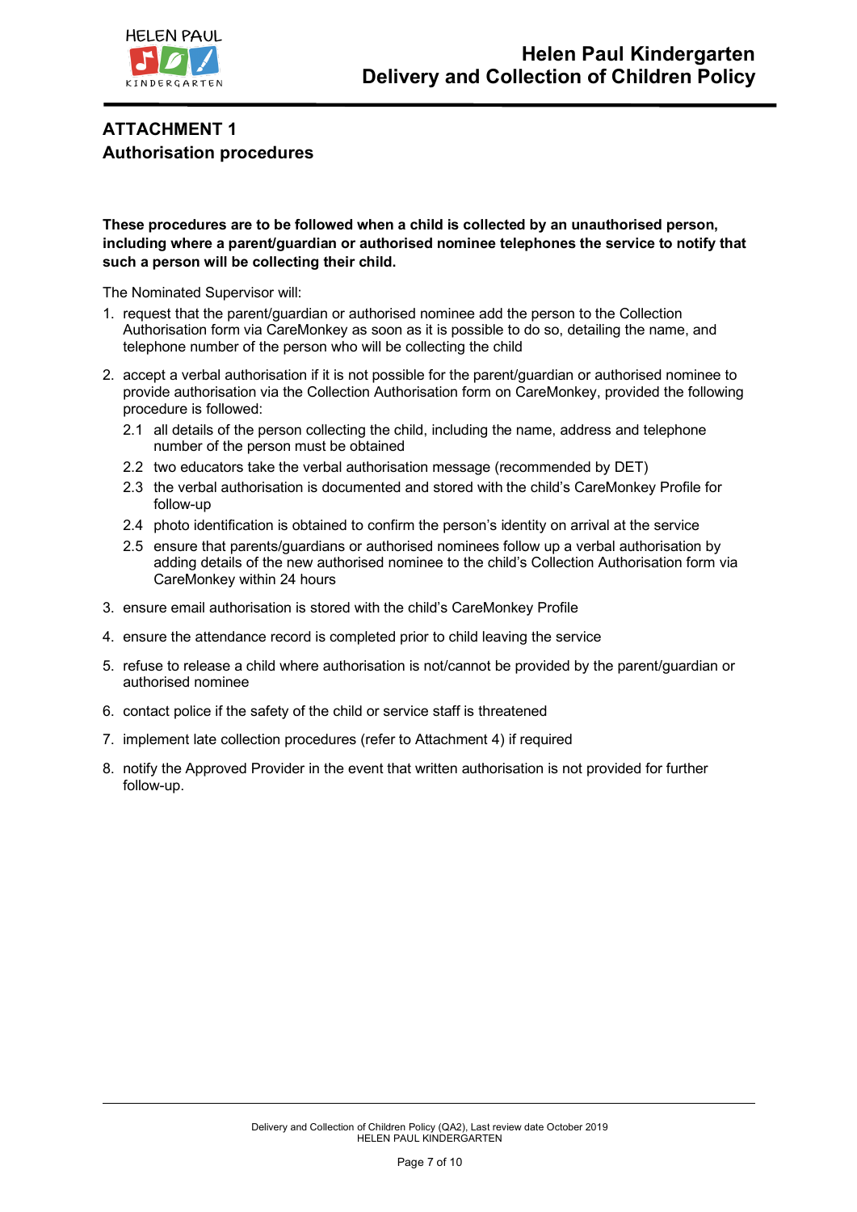# ATTACHMENT 1
## Authorisation procedures

**These procedures are to be followed when a child is collected by an unauthorised person, including where a parent/guardian or authorised nominee telephones the service to notify that such a person will be collecting their child.**

The Nominated Supervisor will:

1. request that the parent/guardian or authorised nominee add the person to the Collection Authorisation form via CareMonkey as soon as it is possible to do so, detailing the name, and telephone number of the person who will be collecting the child
2. accept a verbal authorisation if it is not possible for the parent/guardian or authorised nominee to provide authorisation via the Collection Authorisation form on CareMonkey, provided the following procedure is followed:
   - 2.1 all details of the person collecting the child, including the name, address and telephone number of the person must be obtained
   - 2.2 two educators take the verbal authorisation message (recommended by DET)
   - 2.3 the verbal authorisation is documented and stored with the child's CareMonkey Profile for follow-up
   - 2.4 photo identification is obtained to confirm the person's identity on arrival at the service
   - 2.5 ensure that parents/guardians or authorised nominees follow up a verbal authorisation by adding details of the new authorised nominee to the child's Collection Authorisation form via CareMonkey within 24 hours
3. ensure email authorisation is stored with the child's CareMonkey Profile
4. ensure the attendance record is completed prior to child leaving the service
5. refuse to release a child where authorisation is not/cannot be provided by the parent/guardian or authorised nominee
6. contact police if the safety of the child or service staff is threatened
7. implement late collection procedures (refer to Attachment 4) if required
8. notify the Approved Provider in the event that written authorisation is not provided for further follow-up.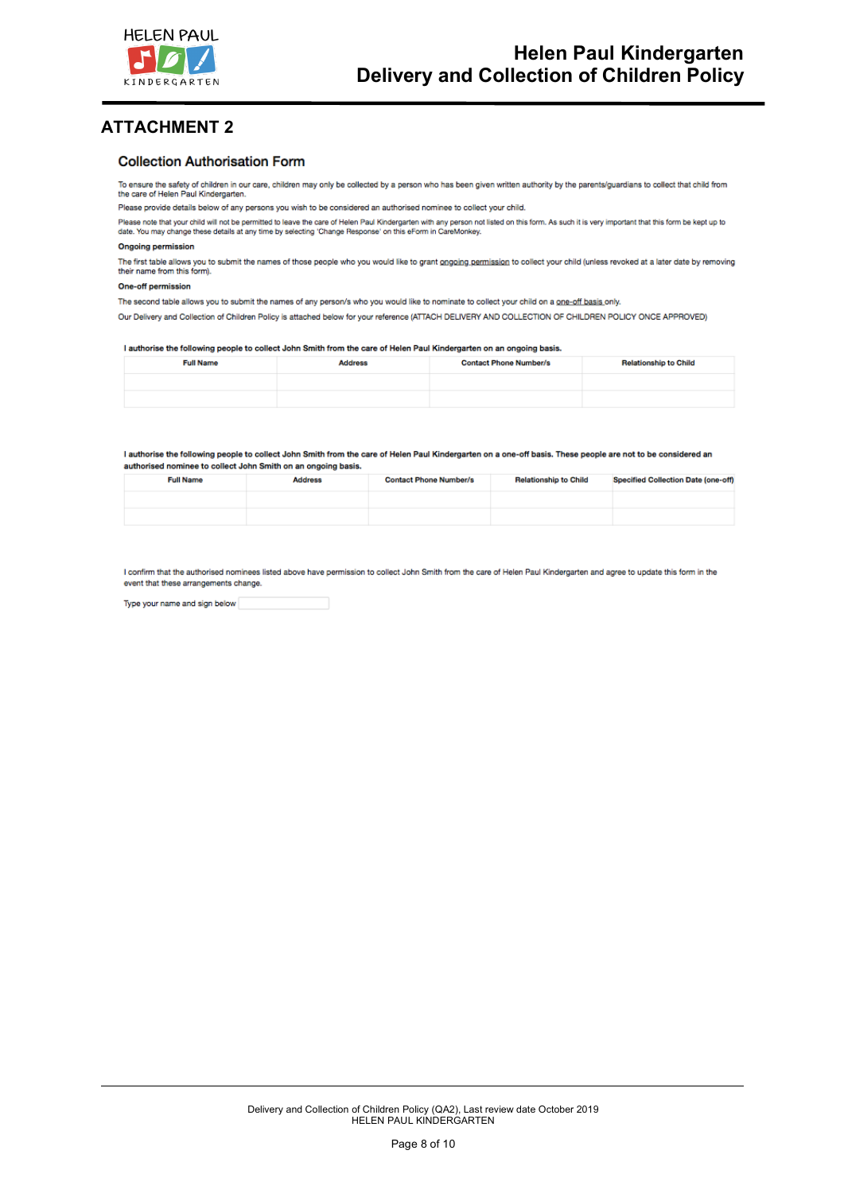## ATTACHMENT 2

### Collection Authorisation Form

To ensure the safety of children in our care, children may only be collected by a person who has been given written authority by the parents/guardians to collect that child from the care of Helen Paul Kindergarten.

Please provide details below of any persons you wish to be considered an authorised nominee to collect your child.

Please note that your child will not be permitted to leave the care of Helen Paul Kindergarten with any person not listed on this form. As such it is very important that this form be kept up to date. You may change these details at any time by selecting 'Change Response' on this eForm in CareMonkey.

**Ongoing permission**

The first table allows you to submit the names of those people who you would like to grant ongoing permission to collect your child (unless revoked at a later date by removing their name from this form).

**One-off permission**

The second table allows you to submit the names of any person/s who you would like to nominate to collect your child on a one-off basis only.

Our Delivery and Collection of Children Policy is attached below for your reference (ATTACH DELIVERY AND COLLECTION OF CHILDREN POLICY ONCE APPROVED)

**I authorise the following people to collect John Smith from the care of Helen Paul Kindergarten on an ongoing basis.**

| Full Name | Address | Contact Phone Number/s | Relationship to Child |
|---|---|---|---|
| | | | |
| | | | |

**I authorise the following people to collect John Smith from the care of Helen Paul Kindergarten on a one-off basis. These people are not to be considered an authorised nominee to collect John Smith on an ongoing basis.**

| Full Name | Address | Contact Phone Number/s | Relationship to Child | Specified Collection Date (one-off) |
|---|---|---|---|---|
| | | | | |
| | | | | |

I confirm that the authorised nominees listed above have permission to collect John Smith from the care of Helen Paul Kindergarten and agree to update this form in the event that these arrangements change.

Type your name and sign below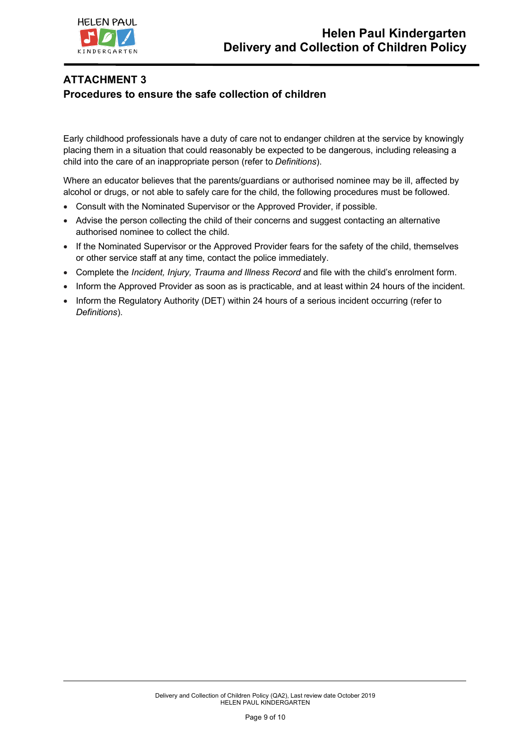## ATTACHMENT 3

### Procedures to ensure the safe collection of children

Early childhood professionals have a duty of care not to endanger children at the service by knowingly placing them in a situation that could reasonably be expected to be dangerous, including releasing a child into the care of an inappropriate person (refer to *Definitions*).

Where an educator believes that the parents/guardians or authorised nominee may be ill, affected by alcohol or drugs, or not able to safely care for the child, the following procedures must be followed.

- Consult with the Nominated Supervisor or the Approved Provider, if possible.
- Advise the person collecting the child of their concerns and suggest contacting an alternative authorised nominee to collect the child.
- If the Nominated Supervisor or the Approved Provider fears for the safety of the child, themselves or other service staff at any time, contact the police immediately.
- Complete the *Incident, Injury, Trauma and Illness Record* and file with the child's enrolment form.
- Inform the Approved Provider as soon as is practicable, and at least within 24 hours of the incident.
- Inform the Regulatory Authority (DET) within 24 hours of a serious incident occurring (refer to *Definitions*).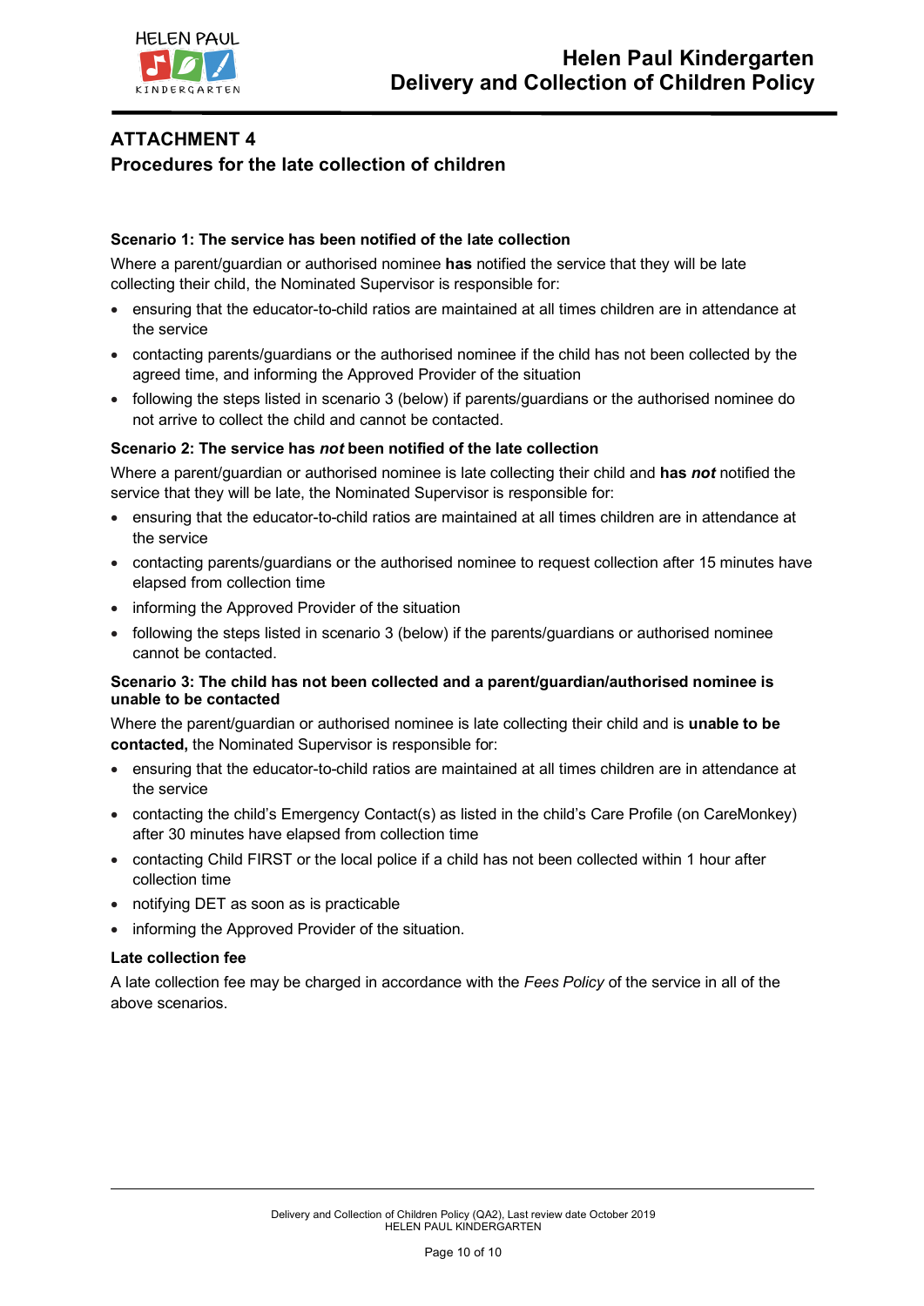## ATTACHMENT 4

## Procedures for the late collection of children

### Scenario 1: The service has been notified of the late collection

Where a parent/guardian or authorised nominee **has** notified the service that they will be late collecting their child, the Nominated Supervisor is responsible for:

- ensuring that the educator-to-child ratios are maintained at all times children are in attendance at the service
- contacting parents/guardians or the authorised nominee if the child has not been collected by the agreed time, and informing the Approved Provider of the situation
- following the steps listed in scenario 3 (below) if parents/guardians or the authorised nominee do not arrive to collect the child and cannot be contacted.

### Scenario 2: The service has *not* been notified of the late collection

Where a parent/guardian or authorised nominee is late collecting their child and **has *not*** notified the service that they will be late, the Nominated Supervisor is responsible for:

- ensuring that the educator-to-child ratios are maintained at all times children are in attendance at the service
- contacting parents/guardians or the authorised nominee to request collection after 15 minutes have elapsed from collection time
- informing the Approved Provider of the situation
- following the steps listed in scenario 3 (below) if the parents/guardians or authorised nominee cannot be contacted.

### Scenario 3: The child has not been collected and a parent/guardian/authorised nominee is unable to be contacted

Where the parent/guardian or authorised nominee is late collecting their child and is **unable to be contacted,** the Nominated Supervisor is responsible for:

- ensuring that the educator-to-child ratios are maintained at all times children are in attendance at the service
- contacting the child's Emergency Contact(s) as listed in the child's Care Profile (on CareMonkey) after 30 minutes have elapsed from collection time
- contacting Child FIRST or the local police if a child has not been collected within 1 hour after collection time
- notifying DET as soon as is practicable
- informing the Approved Provider of the situation.

### Late collection fee

A late collection fee may be charged in accordance with the *Fees Policy* of the service in all of the above scenarios.